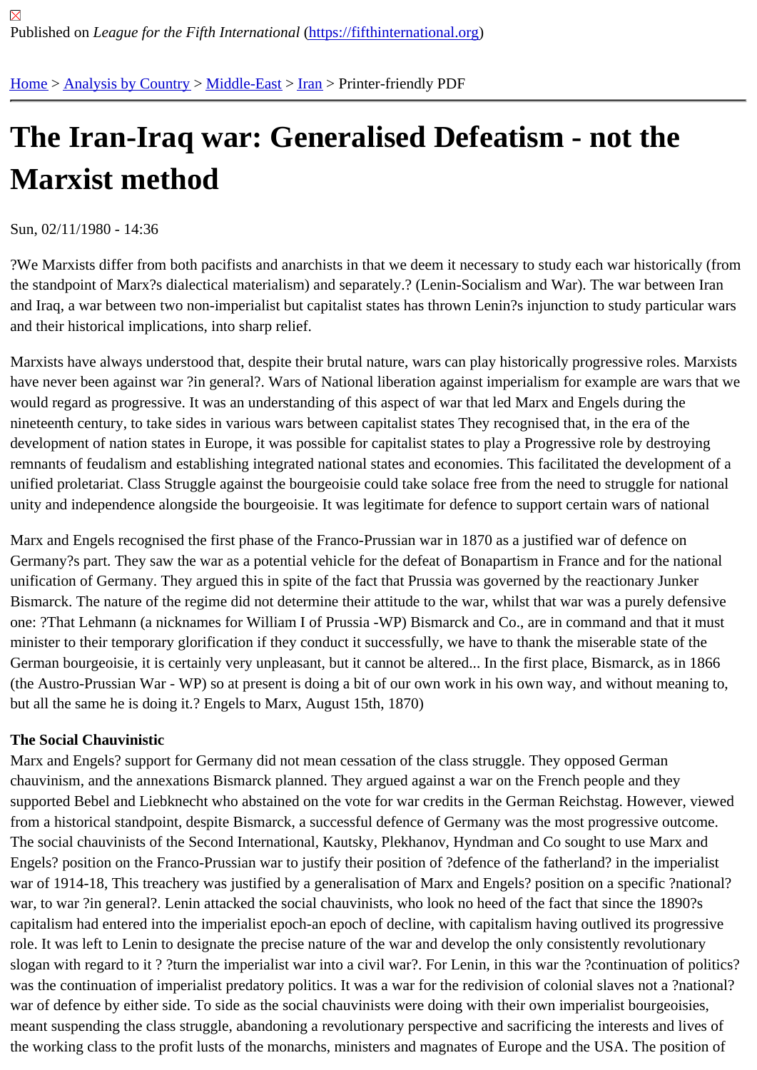Published on *League for the Fifth International* (https://fifthinternational.org)

Home > Analysis by Country > Middle-East > Iran > Printer-friendly PDF

# The Iran-Iraq war: Generalised Defeatism - not the Marxist method

Sun, 02/11/1980 - 14:36

?We Marxists differ from both pacifists and anarchists in that we deem it necessary to study each war historically (from the standpoint of Marx?s dialectical materialism) and separately.? (Lenin-Socialism and War). The war between Iran and Iraq, a war between two non-imperialist but capitalist states has thrown Lenin?s injunction to study particular wars and their historical implications, into sharp relief.

Marxists have always understood that, despite their brutal nature, wars can play historically progressive roles. Marxists have never been against war ?in general?. Wars of National liberation against imperialism for example are wars that we would regard as progressive. It was an understanding of this aspect of war that led Marx and Engels during the nineteenth century, to take sides in various wars between capitalist states They recognised that, in the era of the development of nation states in Europe, it was possible for capitalist states to play a Progressive role by destroying remnants of feudalism and establishing integrated national states and economies. This facilitated the development of a unified proletariat. Class Struggle against the bourgeoisie could take solace free from the need to struggle for national unity and independence alongside the bourgeoisie. It was legitimate for defence to support certain wars of national

Marx and Engels recognised the first phase of the Franco-Prussian war in 1870 as a justified war of defence on Germany?s part. They saw the war as a potential vehicle for the defeat of Bonapartism in France and for the national unification of Germany. They argued this in spite of the fact that Prussia was governed by the reactionary Junker Bismarck. The nature of the regime did not determine their attitude to the war, whilst that war was a purely defensive one: ?That Lehmann (a nicknames for William I of Prussia -WP) Bismarck and Co., are in command and that it must minister to their temporary glorification if they conduct it successfully, we have to thank the miserable state of the German bourgeoisie, it is certainly very unpleasant, but it cannot be altered... In the first place, Bismarck, as in 1866 (the Austro-Prussian War - WP) so at present is doing a bit of our own work in his own way, and without meaning to, but all the same he is doing it.? Engels to Marx, August 15th, 1870)

**The Social Chauvinistic**

Marx and Engels? support for Germany did not mean cessation of the class struggle. They opposed German chauvinism, and the annexations Bismarck planned. They argued against a war on the French people and they supported Bebel and Liebknecht who abstained on the vote for war credits in the German Reichstag. However, viewed from a historical standpoint, despite Bismarck, a successful defence of Germany was the most progressive outcome. The social chauvinists of the Second International, Kautsky, Plekhanov, Hyndman and Co sought to use Marx and Engels? position on the Franco-Prussian war to justify their position of ?defence of the fatherland? in the imperialist war of 1914-18, This treachery was justified by a generalisation of Marx and Engels? position on a specific ?national? war, to war ?in general?. Lenin attacked the social chauvinists, who look no heed of the fact that since the 1890?s capitalism had entered into the imperialist epoch-an epoch of decline, with capitalism having outlived its progressive role. It was left to Lenin to designate the precise nature of the war and develop the only consistently revolutionary slogan with regard to it ? ?turn the imperialist war into a civil war?. For Lenin, in this war the ?continuation of politics? was the continuation of imperialist predatory politics. It was a war for the redivision of colonial slaves not a ?national? war of defence by either side. To side as the social chauvinists were doing with their own imperialist bourgeoisies, meant suspending the class struggle, abandoning a revolutionary perspective and sacrificing the interests and lives of the working class to the profit lusts of the monarchs, ministers and magnates of Europe and the USA. The position of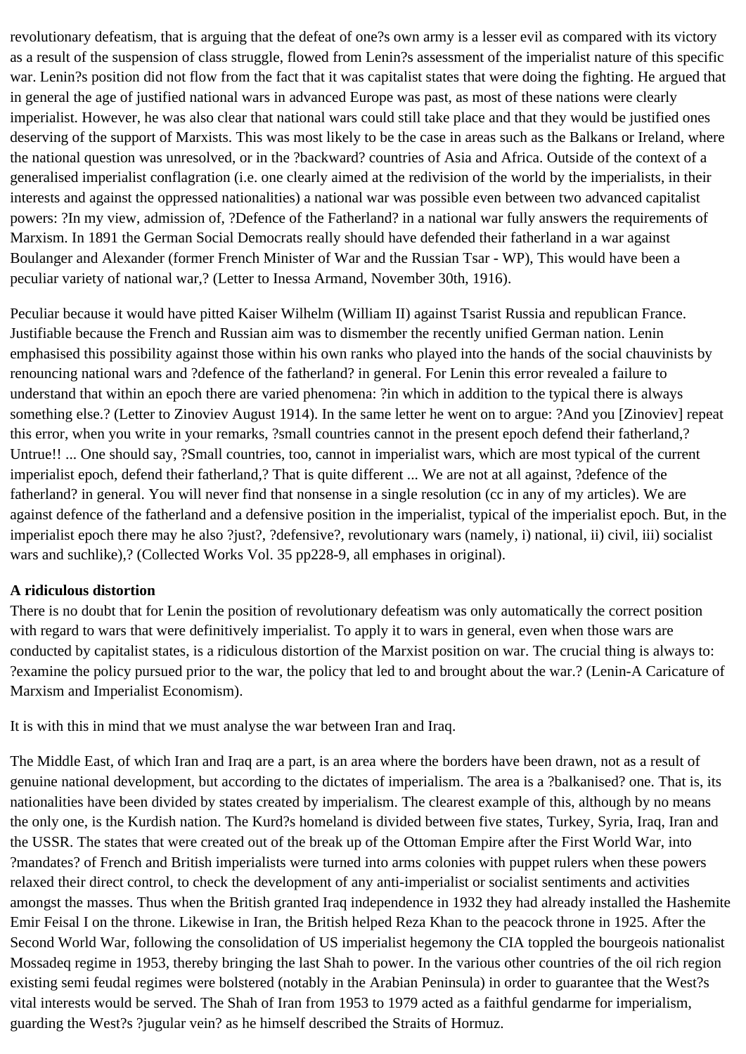revolutionary defeatism, that is arguing that the defeat of one?s own army is a lesser evil as compared with its victory as a result of the suspension of class struggle, flowed from Lenin?s assessment of the imperialist nature of this specific war. Lenin?s position did not flow from the fact that it was capitalist states that were doing the fighting. He argued that in general the age of justified national wars in advanced Europe was past, as most of these nations were clearly imperialist. However, he was also clear that national wars could still take place and that they would be justified ones deserving of the support of Marxists. This was most likely to be the case in areas such as the Balkans or Ireland, where the national question was unresolved, or in the ?backward? countries of Asia and Africa. Outside of the context of a generalised imperialist conflagration (i.e. one clearly aimed at the redivision of the world by the imperialists, in their interests and against the oppressed nationalities) a national war was possible even between two advanced capitalist powers: ?In my view, admission of, ?Defence of the Fatherland? in a national war fully answers the requirements of Marxism. In 1891 the German Social Democrats really should have defended their fatherland in a war against Boulanger and Alexander (former French Minister of War and the Russian Tsar - WP), This would have been a peculiar variety of national war,? (Letter to Inessa Armand, November 30th, 1916).

Peculiar because it would have pitted Kaiser Wilhelm (William II) against Tsarist Russia and republican France. Justifiable because the French and Russian aim was to dismember the recently unified German nation. Lenin emphasised this possibility against those within his own ranks who played into the hands of the social chauvinists by renouncing national wars and ?defence of the fatherland? in general. For Lenin this error revealed a failure to understand that within an epoch there are varied phenomena: ?in which in addition to the typical there is always something else.? (Letter to Zinoviev August 1914). In the same letter he went on to argue: ?And you [Zinoviev] repeat this error, when you write in your remarks, ?small countries cannot in the present epoch defend their fatherland,? Untrue!! ... One should say, ?Small countries, too, cannot in imperialist wars, which are most typical of the current imperialist epoch, defend their fatherland,? That is quite different ... We are not at all against, ?defence of the fatherland? in general. You will never find that nonsense in a single resolution (cc in any of my articles). We are against defence of the fatherland and a defensive position in the imperialist, typical of the imperialist epoch. But, in the imperialist epoch there may he also ?just?, ?defensive?, revolutionary wars (namely, i) national, ii) civil, iii) socialist wars and suchlike),? (Collected Works Vol. 35 pp228-9, all emphases in original).

**A ridiculous distortion**

There is no doubt that for Lenin the position of revolutionary defeatism was only automatically the correct position with regard to wars that were definitively imperialist. To apply it to wars in general, even when those wars are conducted by capitalist states, is a ridiculous distortion of the Marxist position on war. The crucial thing is always to: ?examine the policy pursued prior to the war, the policy that led to and brought about the war.? (Lenin-A Caricature of Marxism and Imperialist Economism).

It is with this in mind that we must analyse the war between Iran and Iraq.

The Middle East, of which Iran and Iraq are a part, is an area where the borders have been drawn, not as a result of genuine national development, but according to the dictates of imperialism. The area is a ?balkanised? one. That is, its nationalities have been divided by states created by imperialism. The clearest example of this, although by no means the only one, is the Kurdish nation. The Kurd?s homeland is divided between five states, Turkey, Syria, Iraq, Iran and the USSR. The states that were created out of the break up of the Ottoman Empire after the First World War, into ?mandates? of French and British imperialists were turned into arms colonies with puppet rulers when these powers relaxed their direct control, to check the development of any anti-imperialist or socialist sentiments and activities amongst the masses. Thus when the British granted Iraq independence in 1932 they had already installed the Hashemite Emir Feisal I on the throne. Likewise in Iran, the British helped Reza Khan to the peacock throne in 1925. After the Second World War, following the consolidation of US imperialist hegemony the CIA toppled the bourgeois nationalist Mossadeq regime in 1953, thereby bringing the last Shah to power. In the various other countries of the oil rich region existing semi feudal regimes were bolstered (notably in the Arabian Peninsula) in order to guarantee that the West?s vital interests would be served. The Shah of Iran from 1953 to 1979 acted as a faithful gendarme for imperialism, guarding the West?s ?jugular vein? as he himself described the Straits of Hormuz.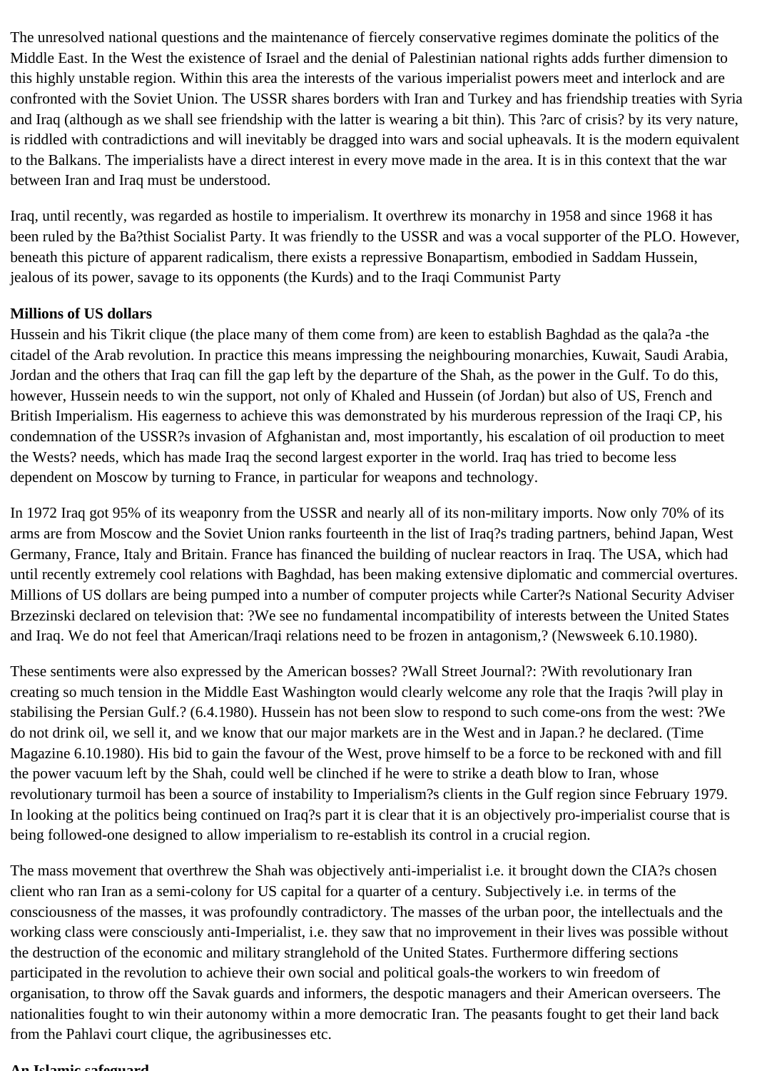The unresolved national questions and the maintenance of fiercely conservative regimes dominate the politics of the Middle East. In the West the existence of Israel and the denial of Palestinian national rights adds further dimension to this highly unstable region. Within this area the interests of the various imperialist powers meet and interlock and are confronted with the Soviet Union. The USSR shares borders with Iran and Turkey and has friendship treaties with Syria and Iraq (although as we shall see friendship with the latter is wearing a bit thin). This ?arc of crisis? by its very nature, is riddled with contradictions and will inevitably be dragged into wars and social upheavals. It is the modern equivalent to the Balkans. The imperialists have a direct interest in every move made in the area. It is in this context that the war between Iran and Iraq must be understood.

Iraq, until recently, was regarded as hostile to imperialism. It overthrew its monarchy in 1958 and since 1968 it has been ruled by the Ba?thist Socialist Party. It was friendly to the USSR and was a vocal supporter of the PLO. However, beneath this picture of apparent radicalism, there exists a repressive Bonapartism, embodied in Saddam Hussein, jealous of its power, savage to its opponents (the Kurds) and to the Iraqi Communist Party

**Millions of US dollars**

Hussein and his Tikrit clique (the place many of them come from) are keen to establish Baghdad as the qala?a -the citadel of the Arab revolution. In practice this means impressing the neighbouring monarchies, Kuwait, Saudi Arabia, Jordan and the others that Iraq can fill the gap left by the departure of the Shah, as the power in the Gulf. To do this, however, Hussein needs to win the support, not only of Khaled and Hussein (of Jordan) but also of US, French and British Imperialism. His eagerness to achieve this was demonstrated by his murderous repression of the Iraqi CP, his condemnation of the USSR?s invasion of Afghanistan and, most importantly, his escalation of oil production to meet the Wests? needs, which has made Iraq the second largest exporter in the world. Iraq has tried to become less dependent on Moscow by turning to France, in particular for weapons and technology.

In 1972 Iraq got 95% of its weaponry from the USSR and nearly all of its non-military imports. Now only 70% of its arms are from Moscow and the Soviet Union ranks fourteenth in the list of Iraq?s trading partners, behind Japan, West Germany, France, Italy and Britain. France has financed the building of nuclear reactors in Iraq. The USA, which had until recently extremely cool relations with Baghdad, has been making extensive diplomatic and commercial overtures. Millions of US dollars are being pumped into a number of computer projects while Carter?s National Security Adviser Brzezinski declared on television that: ?We see no fundamental incompatibility of interests between the United States and Iraq. We do not feel that American/Iraqi relations need to be frozen in antagonism,? (Newsweek 6.10.1980).

These sentiments were also expressed by the American bosses? ?Wall Street Journal?: ?With revolutionary Iran creating so much tension in the Middle East Washington would clearly welcome any role that the Iraqis ?will play in stabilising the Persian Gulf.? (6.4.1980). Hussein has not been slow to respond to such come-ons from the west: ?We do not drink oil, we sell it, and we know that our major markets are in the West and in Japan.? he declared. (Time Magazine 6.10.1980). His bid to gain the favour of the West, prove himself to be a force to be reckoned with and fill the power vacuum left by the Shah, could well be clinched if he were to strike a death blow to Iran, whose revolutionary turmoil has been a source of instability to Imperialism?s clients in the Gulf region since February 1979. In looking at the politics being continued on Iraq?s part it is clear that it is an objectively pro-imperialist course that is being followed-one designed to allow imperialism to re-establish its control in a crucial region.

The mass movement that overthrew the Shah was objectively anti-imperialist i.e. it brought down the CIA?s chosen client who ran Iran as a semi-colony for US capital for a quarter of a century. Subjectively i.e. in terms of the consciousness of the masses, it was profoundly contradictory. The masses of the urban poor, the intellectuals and the working class were consciously anti-Imperialist, i.e. they saw that no improvement in their lives was possible without the destruction of the economic and military stranglehold of the United States. Furthermore differing sections participated in the revolution to achieve their own social and political goals-the workers to win freedom of organisation, to throw off the Savak guards and informers, the despotic managers and their American overseers. The nationalities fought to win their autonomy within a more democratic Iran. The peasants fought to get their land back from the Pahlavi court clique, the agribusinesses etc.

**An Islamic safeguard**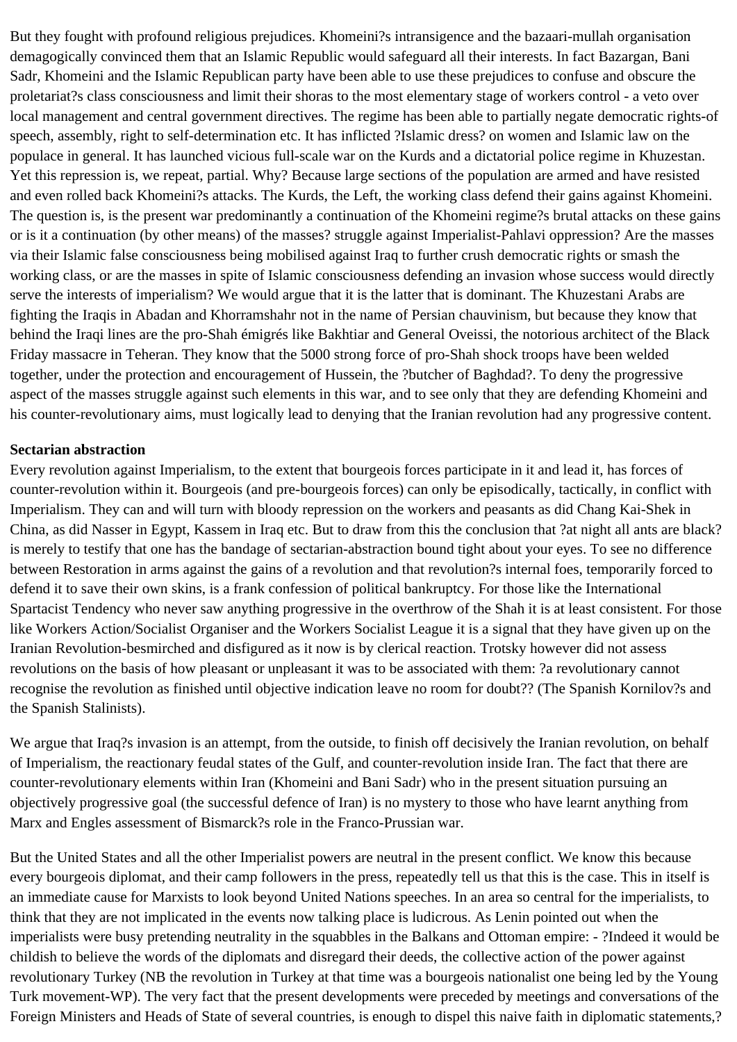But they fought with profound religious prejudices. Khomeini?s intransigence and the bazaari-mullah organisation demagogically convinced them that an Islamic Republic would safeguard all their interests. In fact Bazargan, Bani Sadr, Khomeini and the Islamic Republican party have been able to use these prejudices to confuse and obscure the proletariat?s class consciousness and limit their shoras to the most elementary stage of workers control - a veto over local management and central government directives. The regime has been able to partially negate democratic rights-of speech, assembly, right to self-determination etc. It has inflicted ?Islamic dress? on women and Islamic law on the populace in general. It has launched vicious full-scale war on the Kurds and a dictatorial police regime in Khuzestan. Yet this repression is, we repeat, partial. Why? Because large sections of the population are armed and have resisted and even rolled back Khomeini?s attacks. The Kurds, the Left, the working class defend their gains against Khomeini. The question is, is the present war predominantly a continuation of the Khomeini regime?s brutal attacks on these gains or is it a continuation (by other means) of the masses? struggle against Imperialist-Pahlavi oppression? Are the masses via their Islamic false consciousness being mobilised against Iraq to further crush democratic rights or smash the working class, or are the masses in spite of Islamic consciousness defending an invasion whose success would directly serve the interests of imperialism? We would argue that it is the latter that is dominant. The Khuzestani Arabs are fighting the Iraqis in Abadan and Khorramshahr not in the name of Persian chauvinism, but because they know that behind the Iraqi lines are the pro-Shah émigrés like Bakhtiar and General Oveissi, the notorious architect of the Black Friday massacre in Teheran. They know that the 5000 strong force of pro-Shah shock troops have been welded together, under the protection and encouragement of Hussein, the ?butcher of Baghdad?. To deny the progressive aspect of the masses struggle against such elements in this war, and to see only that they are defending Khomeini and his counter-revolutionary aims, must logically lead to denying that the Iranian revolution had any progressive content.

**Sectarian abstraction**

Every revolution against Imperialism, to the extent that bourgeois forces participate in it and lead it, has forces of counter-revolution within it. Bourgeois (and pre-bourgeois forces) can only be episodically, tactically, in conflict with Imperialism. They can and will turn with bloody repression on the workers and peasants as did Chang Kai-Shek in China, as did Nasser in Egypt, Kassem in Iraq etc. But to draw from this the conclusion that ?at night all ants are black? is merely to testify that one has the bandage of sectarian-abstraction bound tight about your eyes. To see no difference between Restoration in arms against the gains of a revolution and that revolution?s internal foes, temporarily forced to defend it to save their own skins, is a frank confession of political bankruptcy. For those like the International Spartacist Tendency who never saw anything progressive in the overthrow of the Shah it is at least consistent. For those like Workers Action/Socialist Organiser and the Workers Socialist League it is a signal that they have given up on the Iranian Revolution-besmirched and disfigured as it now is by clerical reaction. Trotsky however did not assess revolutions on the basis of how pleasant or unpleasant it was to be associated with them: ?a revolutionary cannot recognise the revolution as finished until objective indication leave no room for doubt?? (The Spanish Kornilov?s and the Spanish Stalinists).

We argue that Iraq?s invasion is an attempt, from the outside, to finish off decisively the Iranian revolution, on behalf of Imperialism, the reactionary feudal states of the Gulf, and counter-revolution inside Iran. The fact that there are counter-revolutionary elements within Iran (Khomeini and Bani Sadr) who in the present situation pursuing an objectively progressive goal (the successful defence of Iran) is no mystery to those who have learnt anything from Marx and Engles assessment of Bismarck?s role in the Franco-Prussian war.

But the United States and all the other Imperialist powers are neutral in the present conflict. We know this because every bourgeois diplomat, and their camp followers in the press, repeatedly tell us that this is the case. This in itself is an immediate cause for Marxists to look beyond United Nations speeches. In an area so central for the imperialists, to think that they are not implicated in the events now talking place is ludicrous. As Lenin pointed out when the imperialists were busy pretending neutrality in the squabbles in the Balkans and Ottoman empire: - ?Indeed it would be childish to believe the words of the diplomats and disregard their deeds, the collective action of the power against revolutionary Turkey (NB the revolution in Turkey at that time was a bourgeois nationalist one being led by the Young Turk movement-WP). The very fact that the present developments were preceded by meetings and conversations of the Foreign Ministers and Heads of State of several countries, is enough to dispel this naive faith in diplomatic statements,?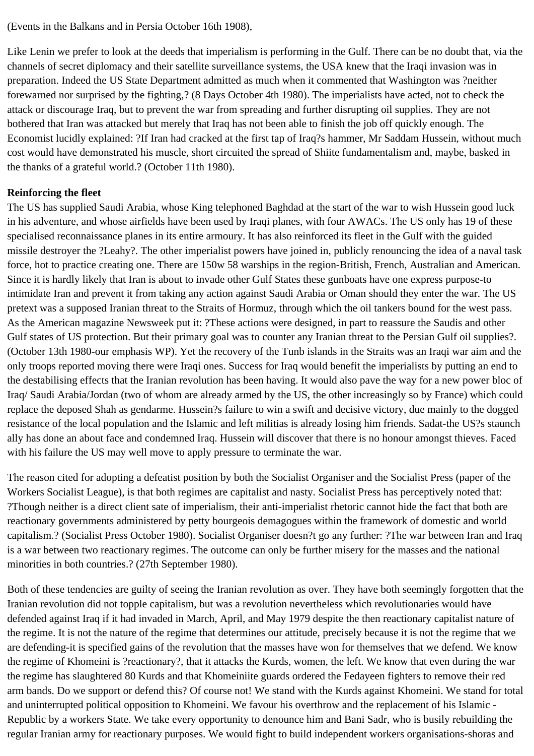(Events in the Balkans and in Persia October 16th 1908),

Like Lenin we prefer to look at the deeds that imperialism is performing in the Gulf. There can be no doubt that, via the channels of secret diplomacy and their satellite surveillance systems, the USA knew that the Iraqi invasion was in preparation. Indeed the US State Department admitted as much when it commented that Washington was ?neither forewarned nor surprised by the fighting,? (8 Days October 4th 1980). The imperialists have acted, not to check the attack or discourage Iraq, but to prevent the war from spreading and further disrupting oil supplies. They are not bothered that Iran was attacked but merely that Iraq has not been able to finish the job off quickly enough. The Economist lucidly explained: ?If Iran had cracked at the first tap of Iraq?s hammer, Mr Saddam Hussein, without much cost would have demonstrated his muscle, short circuited the spread of Shiite fundamentalism and, maybe, basked in the thanks of a grateful world.? (October 11th 1980).

**Reinforcing the fleet**

The US has supplied Saudi Arabia, whose King telephoned Baghdad at the start of the war to wish Hussein good luck in his adventure, and whose airfields have been used by Iraqi planes, with four AWACs. The US only has 19 of these specialised reconnaissance planes in its entire armoury. It has also reinforced its fleet in the Gulf with the guided missile destroyer the ?Leahy?. The other imperialist powers have joined in, publicly renouncing the idea of a naval task force, hot to practice creating one. There are 150w 58 warships in the region-British, French, Australian and American. Since it is hardly likely that Iran is about to invade other Gulf States these gunboats have one express purpose-to intimidate Iran and prevent it from taking any action against Saudi Arabia or Oman should they enter the war. The US pretext was a supposed Iranian threat to the Straits of Hormuz, through which the oil tankers bound for the west pass. As the American magazine Newsweek put it: ?These actions were designed, in part to reassure the Saudis and other Gulf states of US protection. But their primary goal was to counter any Iranian threat to the Persian Gulf oil supplies?. (October 13th 1980-our emphasis WP). Yet the recovery of the Tunb islands in the Straits was an Iraqi war aim and the only troops reported moving there were Iraqi ones. Success for Iraq would benefit the imperialists by putting an end to the destabilising effects that the Iranian revolution has been having. It would also pave the way for a new power bloc of Iraq/ Saudi Arabia/Jordan (two of whom are already armed by the US, the other increasingly so by France) which could replace the deposed Shah as gendarme. Hussein?s failure to win a swift and decisive victory, due mainly to the dogged resistance of the local population and the Islamic and left militias is already losing him friends. Sadat-the US?s staunch ally has done an about face and condemned Iraq. Hussein will discover that there is no honour amongst thieves. Faced with his failure the US may well move to apply pressure to terminate the war.

The reason cited for adopting a defeatist position by both the Socialist Organiser and the Socialist Press (paper of the Workers Socialist League), is that both regimes are capitalist and nasty. Socialist Press has perceptively noted that: ?Though neither is a direct client sate of imperialism, their anti-imperialist rhetoric cannot hide the fact that both are reactionary governments administered by petty bourgeois demagogues within the framework of domestic and world capitalism.? (Socialist Press October 1980). Socialist Organiser doesn?t go any further: ?The war between Iran and Iraq is a war between two reactionary regimes. The outcome can only be further misery for the masses and the national minorities in both countries.? (27th September 1980).

Both of these tendencies are guilty of seeing the Iranian revolution as over. They have both seemingly forgotten that the Iranian revolution did not topple capitalism, but was a revolution nevertheless which revolutionaries would have defended against Iraq if it had invaded in March, April, and May 1979 despite the then reactionary capitalist nature of the regime. It is not the nature of the regime that determines our attitude, precisely because it is not the regime that we are defending-it is specified gains of the revolution that the masses have won for themselves that we defend. We know the regime of Khomeini is ?reactionary?, that it attacks the Kurds, women, the left. We know that even during the war the regime has slaughtered 80 Kurds and that Khomeiniite guards ordered the Fedayeen fighters to remove their red arm bands. Do we support or defend this? Of course not! We stand with the Kurds against Khomeini. We stand for total and uninterrupted political opposition to Khomeini. We favour his overthrow and the replacement of his Islamic -Republic by a workers State. We take every opportunity to denounce him and Bani Sadr, who is busily rebuilding the regular Iranian army for reactionary purposes. We would fight to build independent workers organisations-shoras and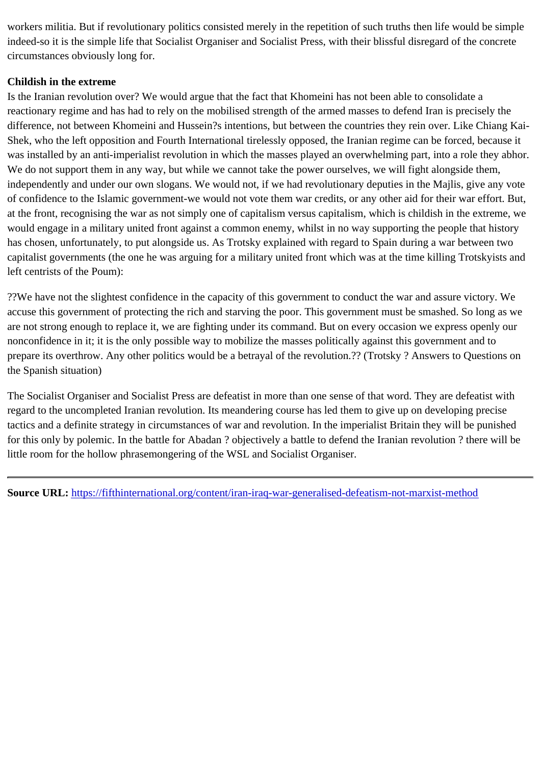workers militia. But if revolutionary politics consisted merely in the repetition of such truths then life would be simple indeed-so it is the simple life that Socialist Organiser and Socialist Press, with their blissful disregard of the concrete circumstances obviously long for.

**Childish in the extreme**

Is the Iranian revolution over? We would argue that the fact that Khomeini has not been able to consolidate a reactionary regime and has had to rely on the mobilised strength of the armed masses to defend Iran is precisely the difference, not between Khomeini and Hussein?s intentions, but between the countries they rein over. Like Chiang Kai-Shek, who the left opposition and Fourth International tirelessly opposed, the Iranian regime can be forced, because it was installed by an anti-imperialist revolution in which the masses played an overwhelming part, into a role they abhor. We do not support them in any way, but while we cannot take the power ourselves, we will fight alongside them, independently and under our own slogans. We would not, if we had revolutionary deputies in the Majlis, give any vote of confidence to the Islamic government-we would not vote them war credits, or any other aid for their war effort. But, at the front, recognising the war as not simply one of capitalism versus capitalism, which is childish in the extreme, we would engage in a military united front against a common enemy, whilst in no way supporting the people that history has chosen, unfortunately, to put alongside us. As Trotsky explained with regard to Spain during a war between two capitalist governments (the one he was arguing for a military united front which was at the time killing Trotskyists and left centrists of the Poum):

??We have not the slightest confidence in the capacity of this government to conduct the war and assure victory. We accuse this government of protecting the rich and starving the poor. This government must be smashed. So long as we are not strong enough to replace it, we are fighting under its command. But on every occasion we express openly our nonconfidence in it; it is the only possible way to mobilize the masses politically against this government and to prepare its overthrow. Any other politics would be a betrayal of the revolution.?? (Trotsky ? Answers to Questions on the Spanish situation)

The Socialist Organiser and Socialist Press are defeatist in more than one sense of that word. They are defeatist with regard to the uncompleted Iranian revolution. Its meandering course has led them to give up on developing precise tactics and a definite strategy in circumstances of war and revolution. In the imperialist Britain they will be punished for this only by polemic. In the battle for Abadan ? objectively a battle to defend the Iranian revolution ? there will be little room for the hollow phrasemongering of the WSL and Socialist Organiser.

---

**Source URL:** https://fifthinternational.org/content/iran-iraq-war-generalised-defeatism-not-marxist-method